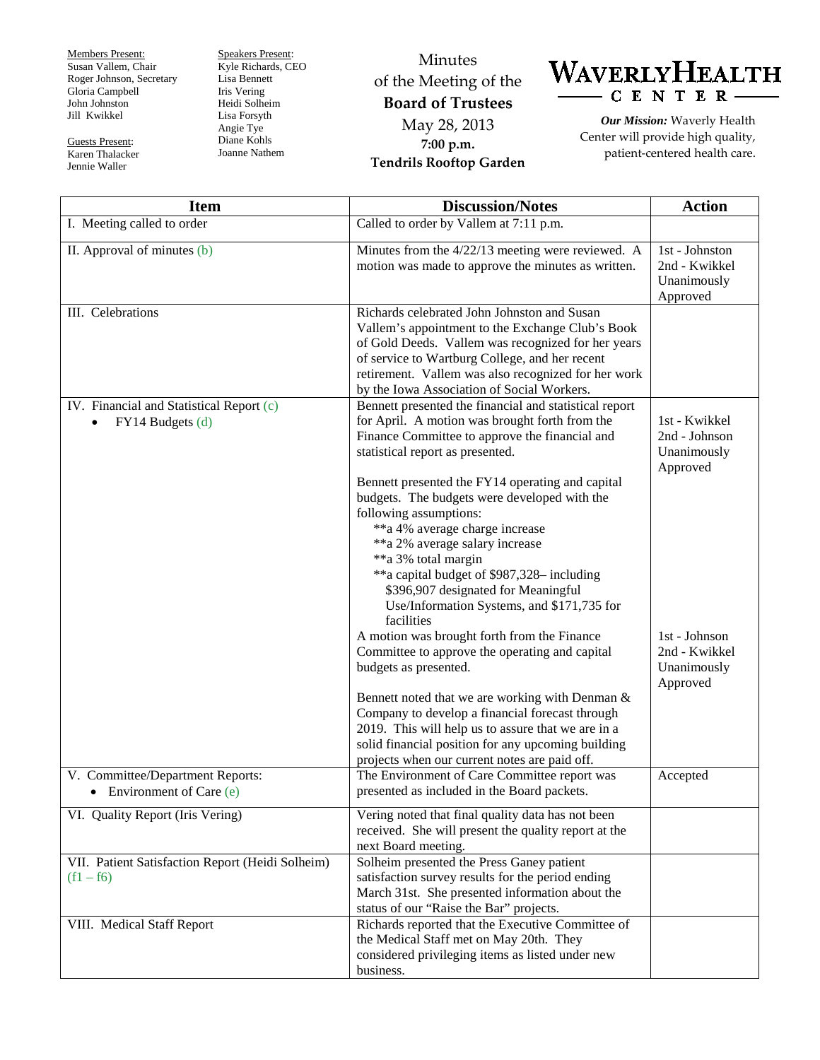Members Present:
Susan Vallem, Chair
Roger Johnson, Secretary
Gloria Campbell
John Johnston
Jill Kwikkel

Guests Present:
Karen Thalacker
Jennie Waller

Speakers Present:
Kyle Richards, CEO
Lisa Bennett
Iris Vering
Heidi Solheim
Lisa Forsyth
Angie Tye
Diane Kohls
Joanne Nathem

Minutes
of the Meeting of the
**Board of Trustees**
May 28, 2013
**7:00 p.m.**
**Tendrils Rooftop Garden**

**WAVERLY HEALTH CENTER**

***Our Mission:*** Waverly Health Center will provide high quality, patient-centered health care.

| Item | Discussion/Notes | Action |
|---|---|---|
| I. Meeting called to order | Called to order by Vallem at 7:11 p.m. | |
| II. Approval of minutes (b) | Minutes from the 4/22/13 meeting were reviewed. A motion was made to approve the minutes as written. | 1st - Johnston<br>2nd - Kwikkel<br>Unanimously Approved |
| III. Celebrations | Richards celebrated John Johnston and Susan Vallem's appointment to the Exchange Club's Book of Gold Deeds. Vallem was recognized for her years of service to Wartburg College, and her recent retirement. Vallem was also recognized for her work by the Iowa Association of Social Workers. | |
| IV. Financial and Statistical Report (c)<br>• FY14 Budgets (d) | Bennett presented the financial and statistical report for April. A motion was brought forth from the Finance Committee to approve the financial and statistical report as presented.<br><br>Bennett presented the FY14 operating and capital budgets. The budgets were developed with the following assumptions:<br>**a 4% average charge increase<br>**a 2% average salary increase<br>**a 3% total margin<br>**a capital budget of $987,328– including $396,907 designated for Meaningful Use/Information Systems, and $171,735 for facilities<br>A motion was brought forth from the Finance Committee to approve the operating and capital budgets as presented.<br><br>Bennett noted that we are working with Denman & Company to develop a financial forecast through 2019. This will help us to assure that we are in a solid financial position for any upcoming building projects when our current notes are paid off. | 1st - Kwikkel<br>2nd - Johnson<br>Unanimously Approved<br><br>1st - Johnson<br>2nd - Kwikkel<br>Unanimously Approved |
| V. Committee/Department Reports:<br>• Environment of Care (e) | The Environment of Care Committee report was presented as included in the Board packets. | Accepted |
| VI. Quality Report (Iris Vering) | Vering noted that final quality data has not been received. She will present the quality report at the next Board meeting. | |
| VII. Patient Satisfaction Report (Heidi Solheim) (f1 – f6) | Solheim presented the Press Ganey patient satisfaction survey results for the period ending March 31st. She presented information about the status of our "Raise the Bar" projects. | |
| VIII. Medical Staff Report | Richards reported that the Executive Committee of the Medical Staff met on May 20th. They considered privileging items as listed under new business. | |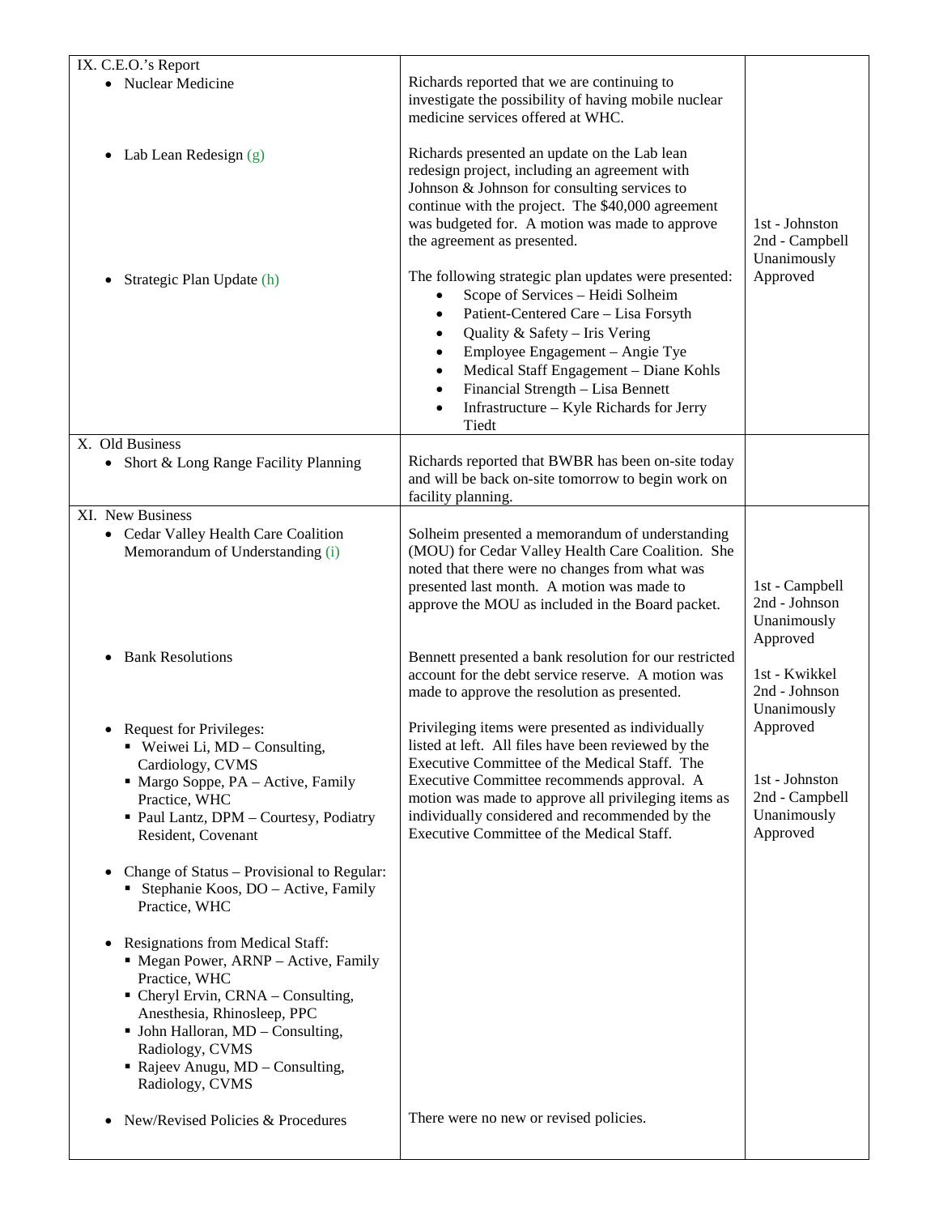| | | |
|---|---|---|
| IX. C.E.O.'s Report<br>• Nuclear Medicine | Richards reported that we are continuing to investigate the possibility of having mobile nuclear medicine services offered at WHC. | |
| • Lab Lean Redesign (g) | Richards presented an update on the Lab lean redesign project, including an agreement with Johnson & Johnson for consulting services to continue with the project. The $40,000 agreement was budgeted for. A motion was made to approve the agreement as presented. | 1st - Johnston<br>2nd - Campbell<br>Unanimously Approved |
| • Strategic Plan Update (h) | The following strategic plan updates were presented:<br>• Scope of Services – Heidi Solheim<br>• Patient-Centered Care – Lisa Forsyth<br>• Quality & Safety – Iris Vering<br>• Employee Engagement – Angie Tye<br>• Medical Staff Engagement – Diane Kohls<br>• Financial Strength – Lisa Bennett<br>• Infrastructure – Kyle Richards for Jerry Tiedt | |
| X. Old Business<br>• Short & Long Range Facility Planning | Richards reported that BWBR has been on-site today and will be back on-site tomorrow to begin work on facility planning. | |
| XI. New Business<br>• Cedar Valley Health Care Coalition Memorandum of Understanding (i) | Solheim presented a memorandum of understanding (MOU) for Cedar Valley Health Care Coalition. She noted that there were no changes from what was presented last month. A motion was made to approve the MOU as included in the Board packet. | 1st - Campbell<br>2nd - Johnson<br>Unanimously Approved |
| • Bank Resolutions | Bennett presented a bank resolution for our restricted account for the debt service reserve. A motion was made to approve the resolution as presented. | 1st - Kwikkel<br>2nd - Johnson<br>Unanimously Approved |
| • Request for Privileges:<br>▪ Weiwei Li, MD – Consulting, Cardiology, CVMS<br>▪ Margo Soppe, PA – Active, Family Practice, WHC<br>▪ Paul Lantz, DPM – Courtesy, Podiatry Resident, Covenant<br><br>• Change of Status – Provisional to Regular:<br>▪ Stephanie Koos, DO – Active, Family Practice, WHC<br><br>• Resignations from Medical Staff:<br>▪ Megan Power, ARNP – Active, Family Practice, WHC<br>▪ Cheryl Ervin, CRNA – Consulting, Anesthesia, Rhinosleep, PPC<br>▪ John Halloran, MD – Consulting, Radiology, CVMS<br>▪ Rajeev Anugu, MD – Consulting, Radiology, CVMS | Privileging items were presented as individually listed at left. All files have been reviewed by the Executive Committee of the Medical Staff. The Executive Committee recommends approval. A motion was made to approve all privileging items as individually considered and recommended by the Executive Committee of the Medical Staff. | 1st - Johnston<br>2nd - Campbell<br>Unanimously Approved |
| • New/Revised Policies & Procedures | There were no new or revised policies. | |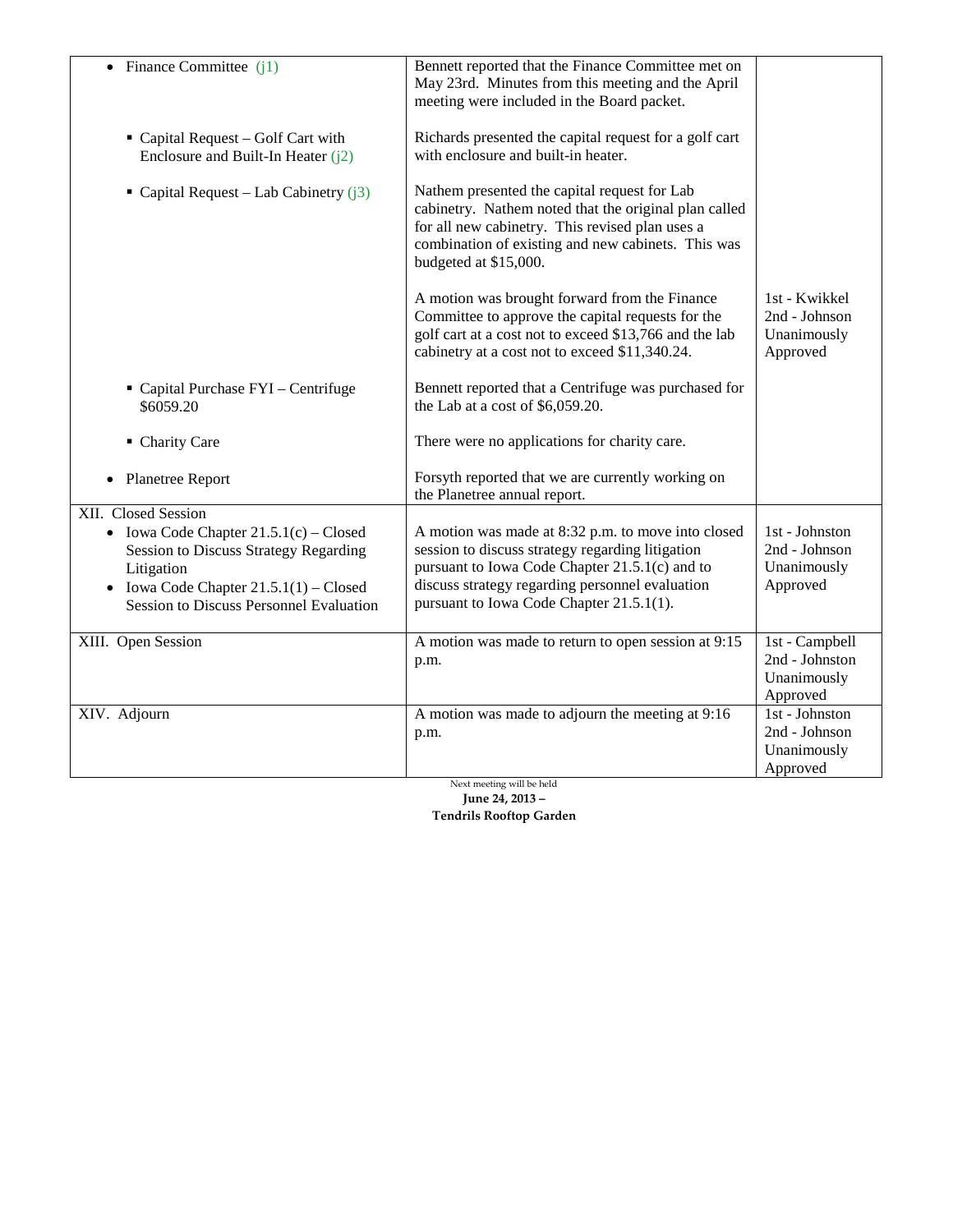| | | |
|---|---|---|
| • Finance Committee (j1) | Bennett reported that the Finance Committee met on May 23rd. Minutes from this meeting and the April meeting were included in the Board packet. | |
| ▪ Capital Request – Golf Cart with Enclosure and Built-In Heater (j2) | Richards presented the capital request for a golf cart with enclosure and built-in heater. | |
| ▪ Capital Request – Lab Cabinetry (j3) | Nathem presented the capital request for Lab cabinetry. Nathem noted that the original plan called for all new cabinetry. This revised plan uses a combination of existing and new cabinets. This was budgeted at $15,000. | |
| | A motion was brought forward from the Finance Committee to approve the capital requests for the golf cart at a cost not to exceed $13,766 and the lab cabinetry at a cost not to exceed $11,340.24. | 1st - Kwikkel<br>2nd - Johnson<br>Unanimously Approved |
| ▪ Capital Purchase FYI – Centrifuge $6059.20 | Bennett reported that a Centrifuge was purchased for the Lab at a cost of $6,059.20. | |
| ▪ Charity Care | There were no applications for charity care. | |
| • Planetree Report | Forsyth reported that we are currently working on the Planetree annual report. | |
| XII. Closed Session<br>• Iowa Code Chapter 21.5.1(c) – Closed Session to Discuss Strategy Regarding Litigation<br>• Iowa Code Chapter 21.5.1(1) – Closed Session to Discuss Personnel Evaluation | A motion was made at 8:32 p.m. to move into closed session to discuss strategy regarding litigation pursuant to Iowa Code Chapter 21.5.1(c) and to discuss strategy regarding personnel evaluation pursuant to Iowa Code Chapter 21.5.1(1). | 1st - Johnston<br>2nd - Johnson<br>Unanimously Approved |
| XIII. Open Session | A motion was made to return to open session at 9:15 p.m. | 1st - Campbell<br>2nd - Johnston<br>Unanimously Approved |
| XIV. Adjourn | A motion was made to adjourn the meeting at 9:16 p.m. | 1st - Johnston<br>2nd - Johnson<br>Unanimously Approved |

Next meeting will be held
**June 24, 2013 –**
**Tendrils Rooftop Garden**